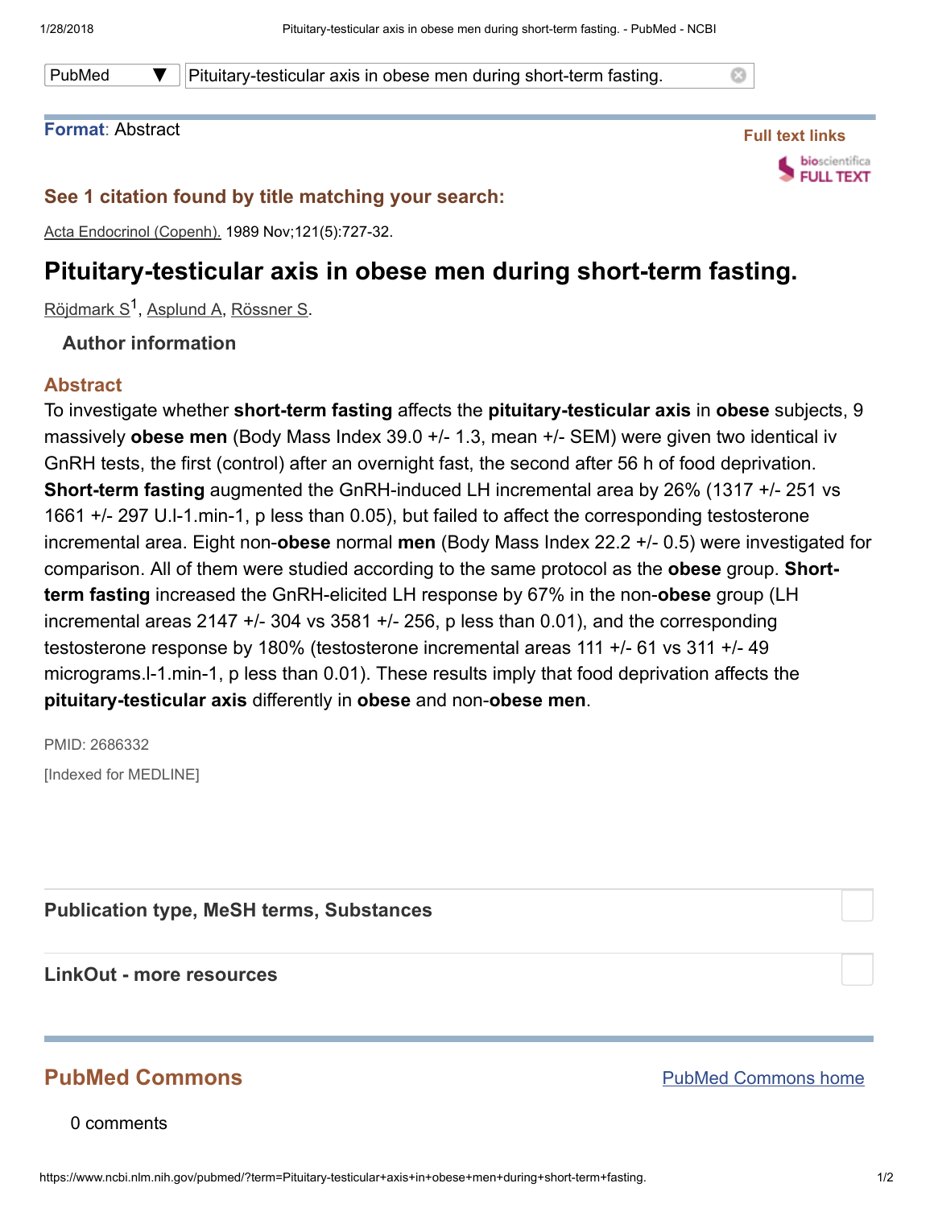PubMed ▼ Pitiuitary-testicular axis in obese men during short-term fasting.

**Format**: Abstract

Full text links

bioscientifica FULL TEXT

**See 1 citation found by title matching your search:**

Acta Endocrinol (Copenh). 1989 Nov;121(5):727-32.

# Pituitary-testicular axis in obese men during short-term fasting.

Röjdmark S[1], Asplund A, Rössner S.

**Author information**

## Abstract

To investigate whether **short-term fasting** affects the **pituitary-testicular axis** in **obese** subjects, 9 massively **obese men** (Body Mass Index 39.0 +/- 1.3, mean +/- SEM) were given two identical iv GnRH tests, the first (control) after an overnight fast, the second after 56 h of food deprivation. **Short-term fasting** augmented the GnRH-induced LH incremental area by 26% (1317 +/- 251 vs 1661 +/- 297 U.l-1.min-1, p less than 0.05), but failed to affect the corresponding testosterone incremental area. Eight non-**obese** normal **men** (Body Mass Index 22.2 +/- 0.5) were investigated for comparison. All of them were studied according to the same protocol as the **obese** group. **Short-term fasting** increased the GnRH-elicited LH response by 67% in the non-**obese** group (LH incremental areas 2147 +/- 304 vs 3581 +/- 256, p less than 0.01), and the corresponding testosterone response by 180% (testosterone incremental areas 111 +/- 61 vs 311 +/- 49 micrograms.l-1.min-1, p less than 0.01). These results imply that food deprivation affects the **pituitary-testicular axis** differently in **obese** and non-**obese men**.

PMID: 2686332

[Indexed for MEDLINE]

**Publication type, MeSH terms, Substances**

**LinkOut - more resources**

## PubMed Commons

PubMed Commons home

0 comments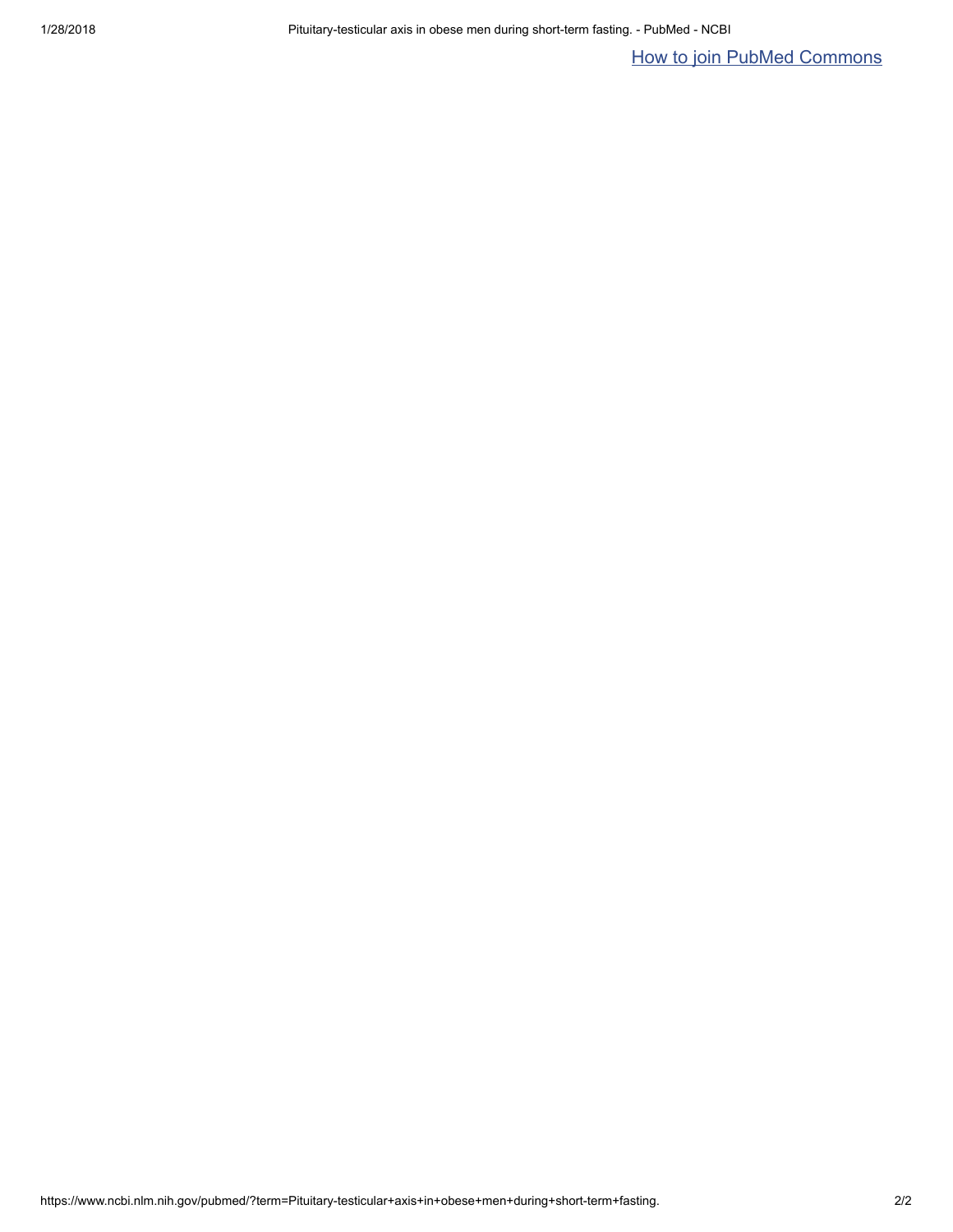How to join PubMed Commons